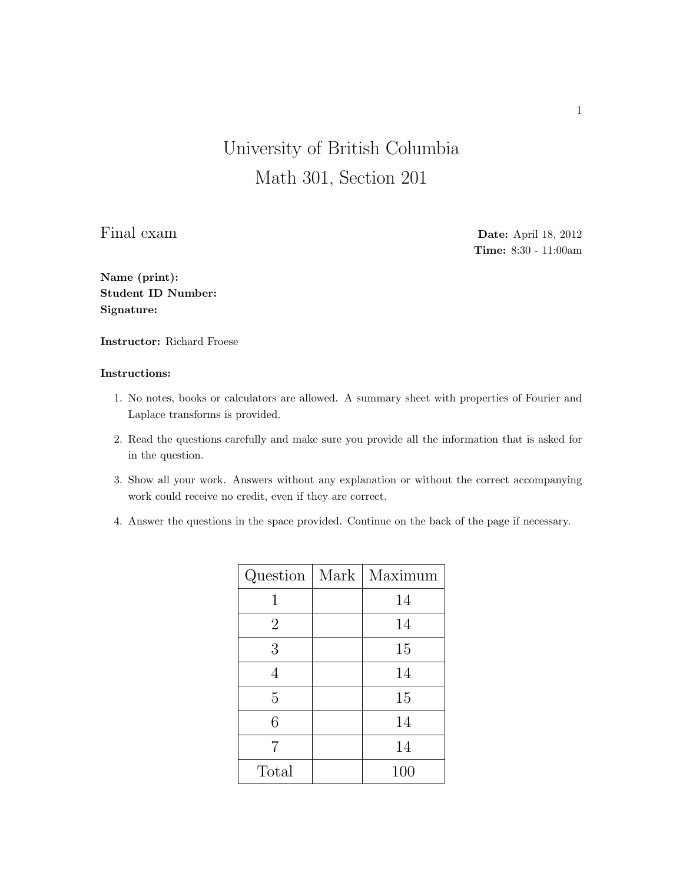# University of British Columbia
# Math 301, Section 201

**Final exam**

**Date:** April 18, 2012
**Time:** 8:30 - 11:00am

**Name (print):**
**Student ID Number:**
**Signature:**

**Instructor:** Richard Froese

**Instructions:**

1. No notes, books or calculators are allowed. A summary sheet with properties of Fourier and Laplace transforms is provided.
2. Read the questions carefully and make sure you provide all the information that is asked for in the question.
3. Show all your work. Answers without any explanation or without the correct accompanying work could receive no credit, even if they are correct.
4. Answer the questions in the space provided. Continue on the back of the page if necessary.

| Question | Mark | Maximum |
|---|---|---|
| 1 | | 14 |
| 2 | | 14 |
| 3 | | 15 |
| 4 | | 14 |
| 5 | | 15 |
| 6 | | 14 |
| 7 | | 14 |
| Total | | 100 |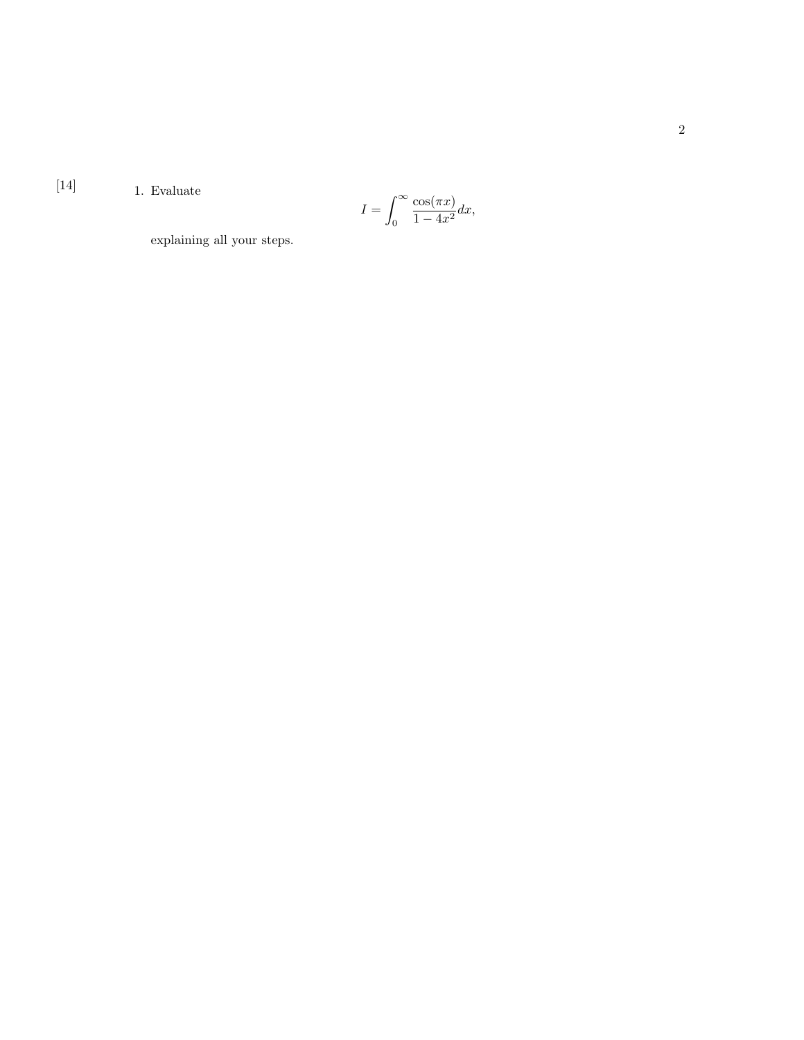[14] 1. Evaluate

$$I = \int_0^\infty \frac{\cos(\pi x)}{1 - 4x^2} dx,$$

explaining all your steps.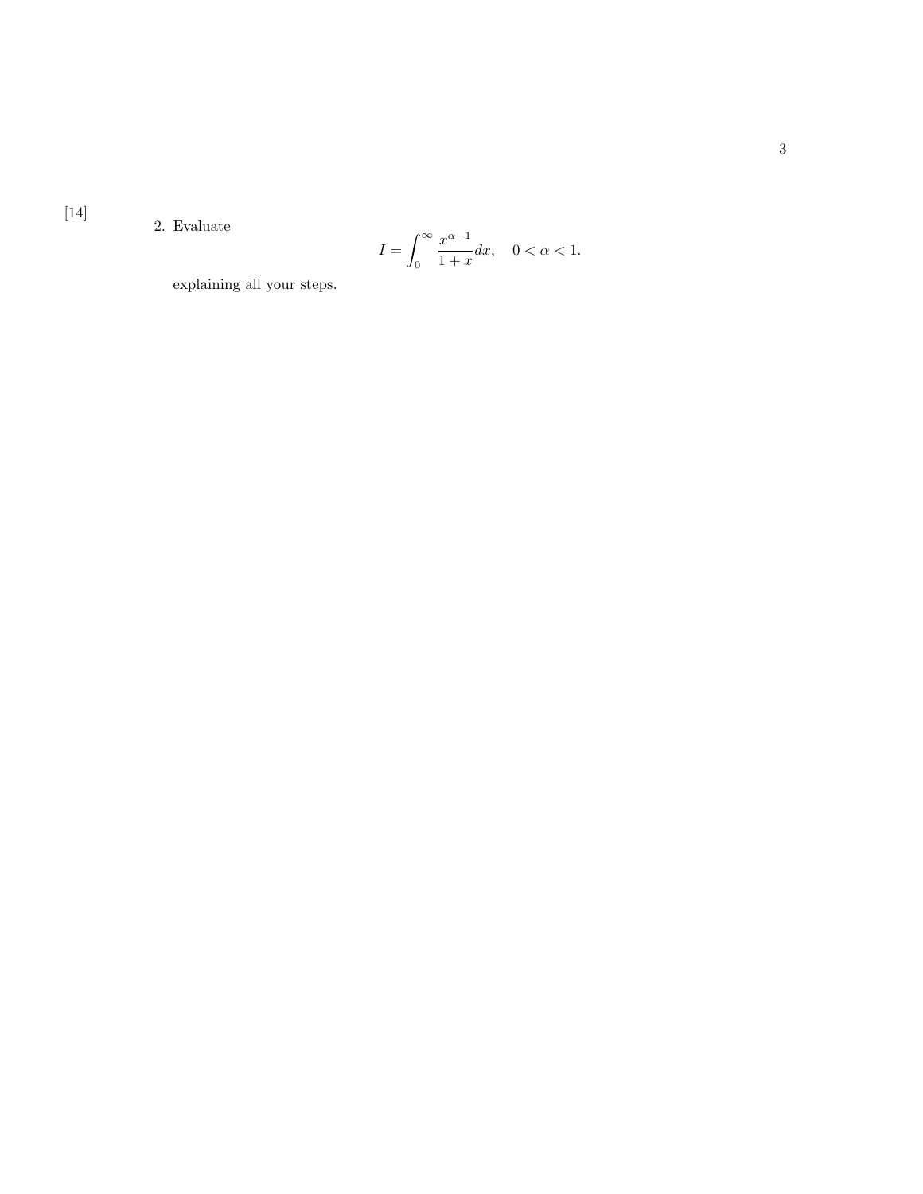[14]

2. Evaluate

$$I = \int_0^\infty \frac{x^{\alpha-1}}{1+x} dx, \quad 0 < \alpha < 1.$$

explaining all your steps.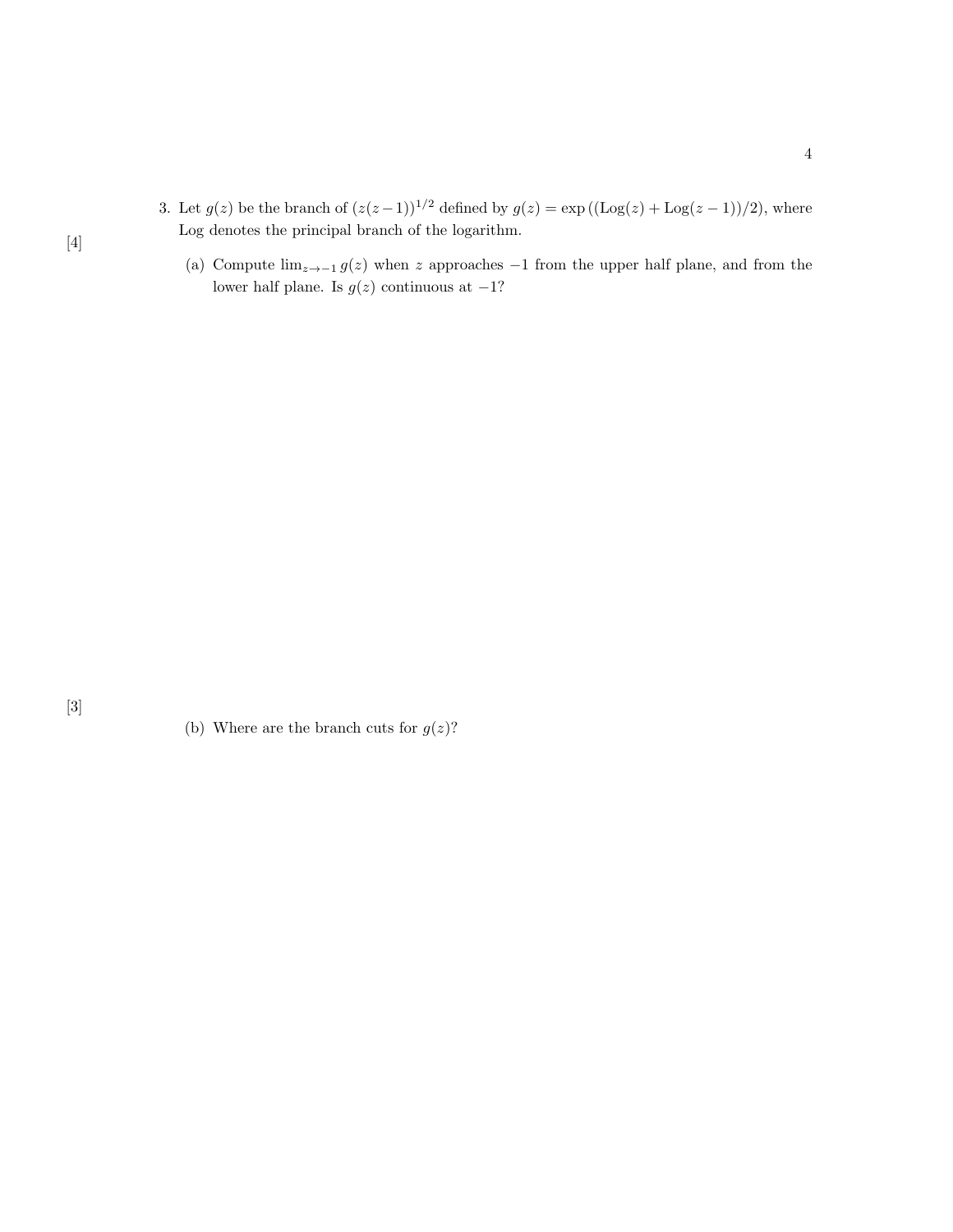3. Let $g(z)$ be the branch of $(z(z-1))^{1/2}$ defined by $g(z) = \exp\left((\mathrm{Log}(z) + \mathrm{Log}(z-1))/2\right)$, where Log denotes the principal branch of the logarithm.

[4]

(a) Compute $\lim_{z \to -1} g(z)$ when $z$ approaches $-1$ from the upper half plane, and from the lower half plane. Is $g(z)$ continuous at $-1$?

[3]

(b) Where are the branch cuts for $g(z)$?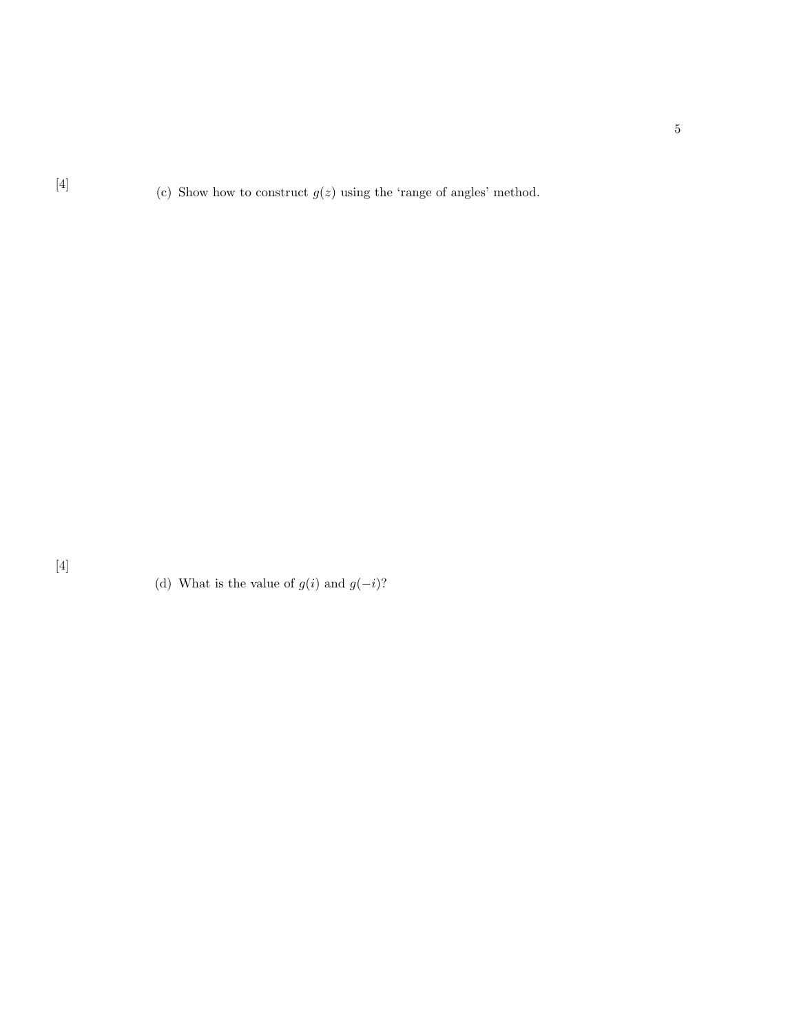[4]

(c) Show how to construct $g(z)$ using the 'range of angles' method.

[4]

(d) What is the value of $g(i)$ and $g(-i)$?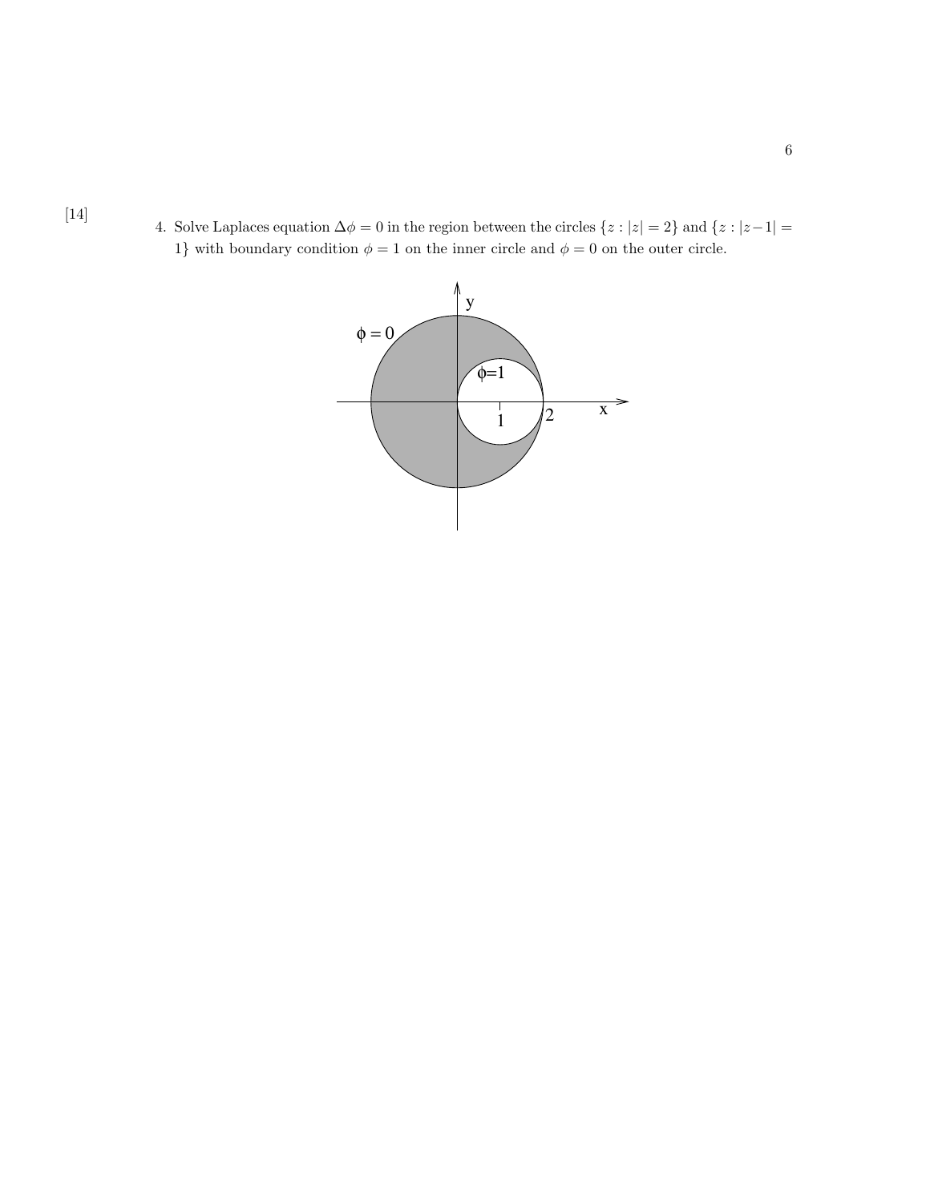[14]

4. Solve Laplaces equation $\Delta\phi = 0$ in the region between the circles $\{z : |z| = 2\}$ and $\{z : |z-1| = 1\}$ with boundary condition $\phi = 1$ on the inner circle and $\phi = 0$ on the outer circle.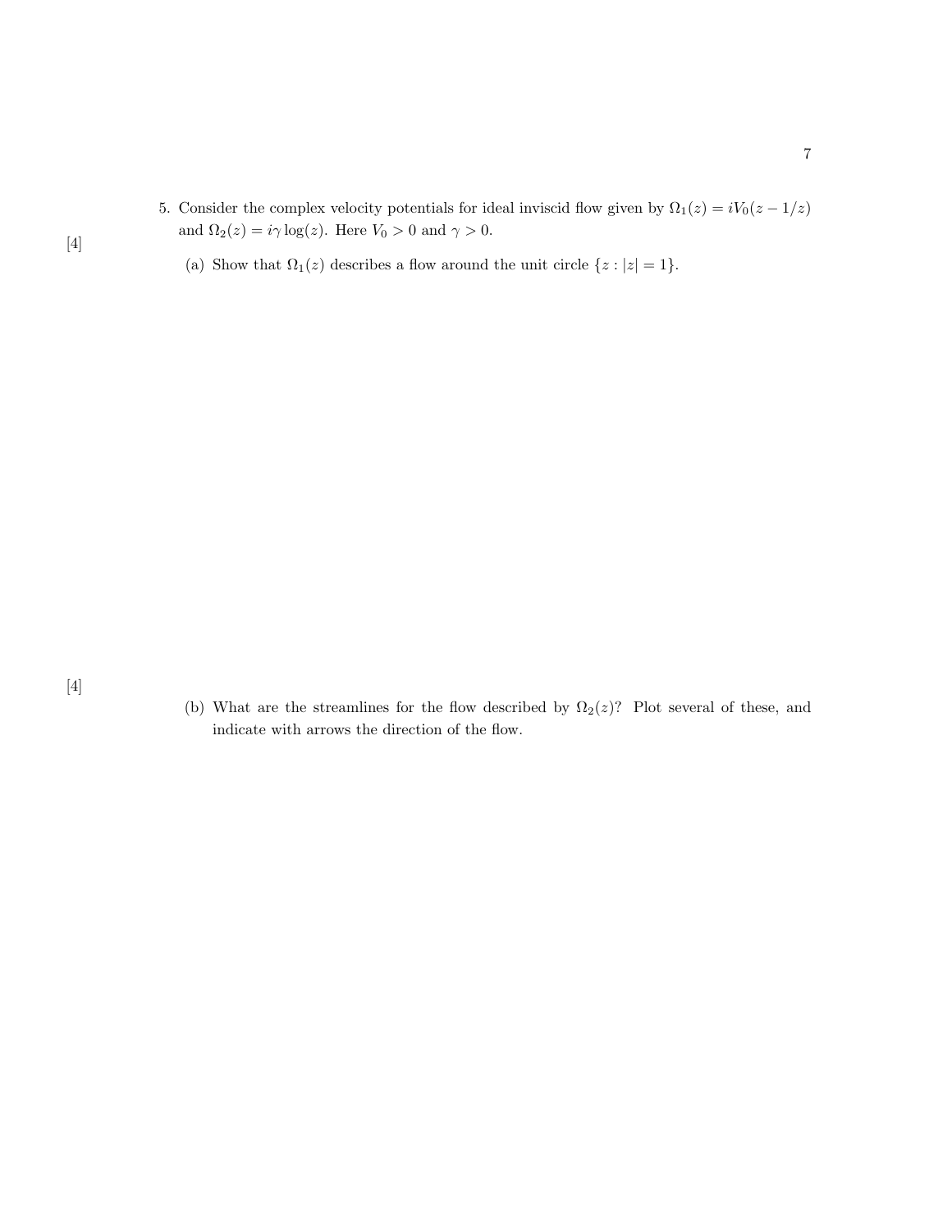5. Consider the complex velocity potentials for ideal inviscid flow given by $\Omega_1(z) = iV_0(z - 1/z)$ and $\Omega_2(z) = i\gamma \log(z)$. Here $V_0 > 0$ and $\gamma > 0$.

[4] (a) Show that $\Omega_1(z)$ describes a flow around the unit circle $\{z : |z| = 1\}$.

[4] (b) What are the streamlines for the flow described by $\Omega_2(z)$? Plot several of these, and indicate with arrows the direction of the flow.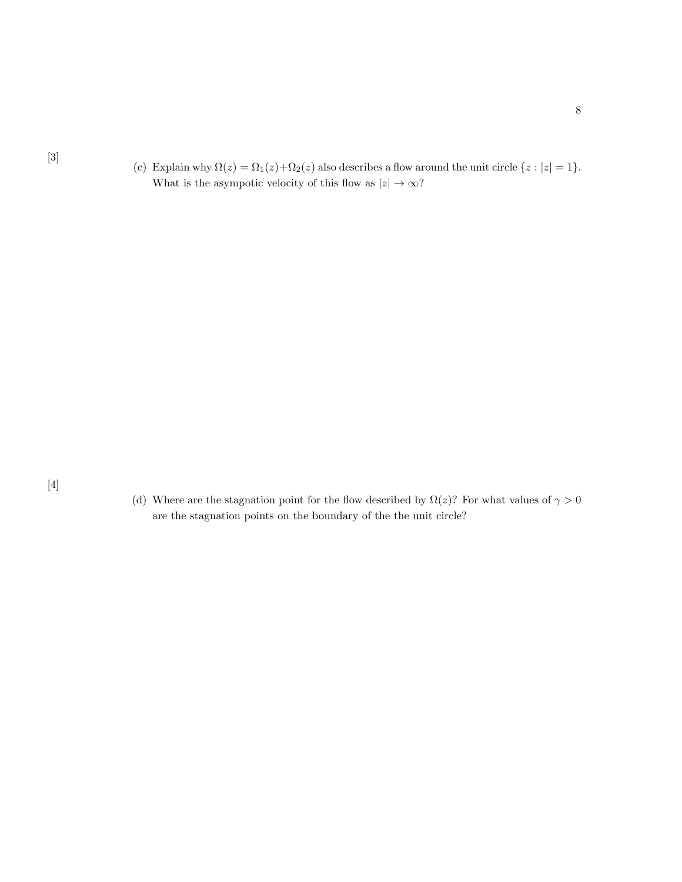[3] (c) Explain why $\Omega(z) = \Omega_1(z)+\Omega_2(z)$ also describes a flow around the unit circle $\{z : |z| = 1\}$. What is the asympotic velocity of this flow as $|z| \to \infty$?

[4] (d) Where are the stagnation point for the flow described by $\Omega(z)$? For what values of $\gamma > 0$ are the stagnation points on the boundary of the the unit circle?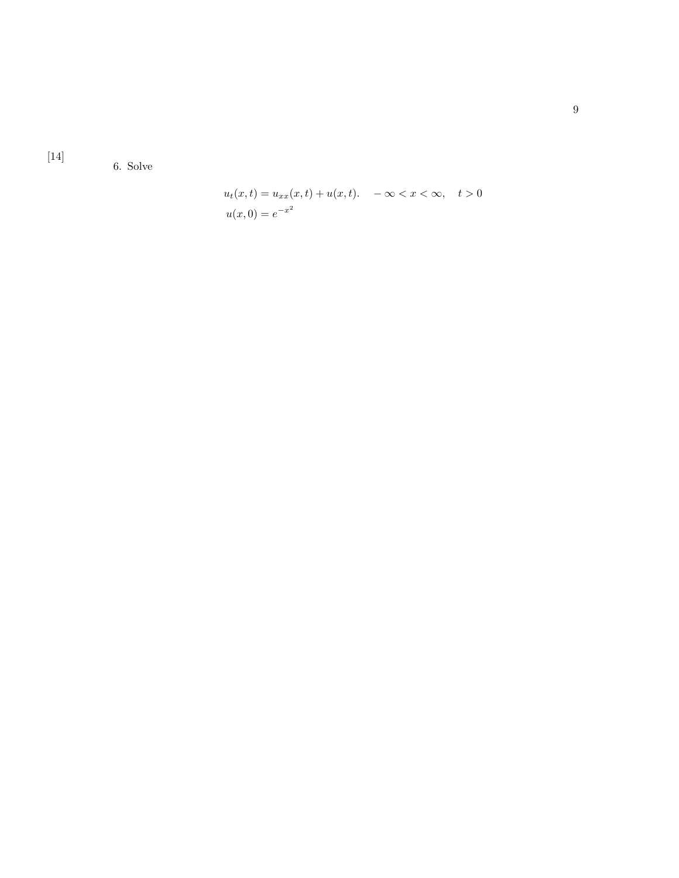[14]

6. Solve

$$
\begin{aligned}
u_t(x,t) &= u_{xx}(x,t) + u(x,t). \quad -\infty < x < \infty, \quad t > 0 \\
u(x,0) &= e^{-x^2}
\end{aligned}
$$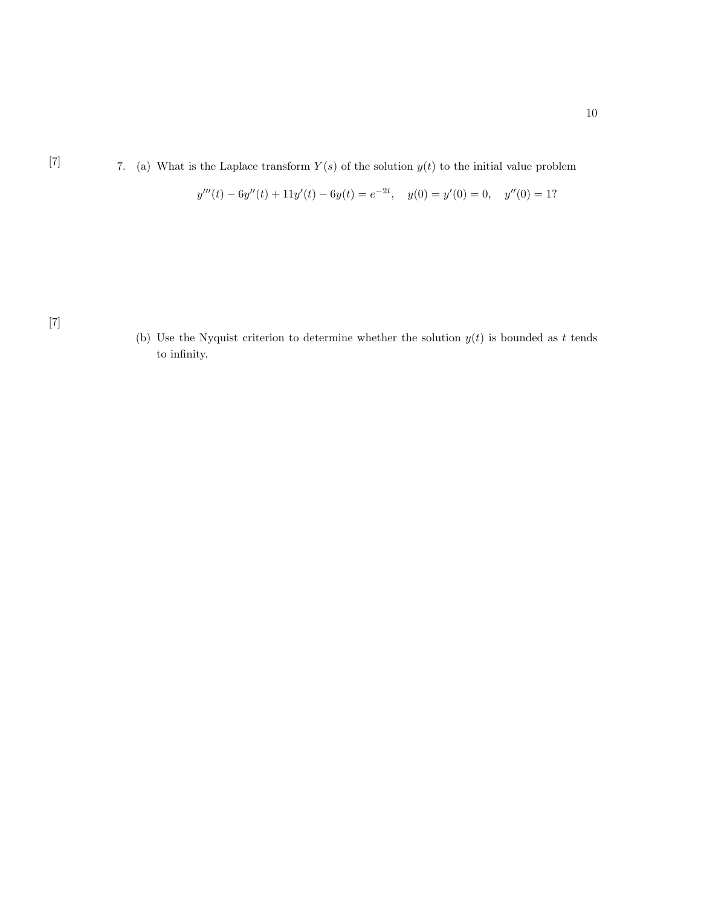[7]

7. (a) What is the Laplace transform $Y(s)$ of the solution $y(t)$ to the initial value problem

$$y'''(t) - 6y''(t) + 11y'(t) - 6y(t) = e^{-2t}, \quad y(0) = y'(0) = 0, \quad y''(0) = 1?$$

[7]

(b) Use the Nyquist criterion to determine whether the solution $y(t)$ is bounded as $t$ tends to infinity.